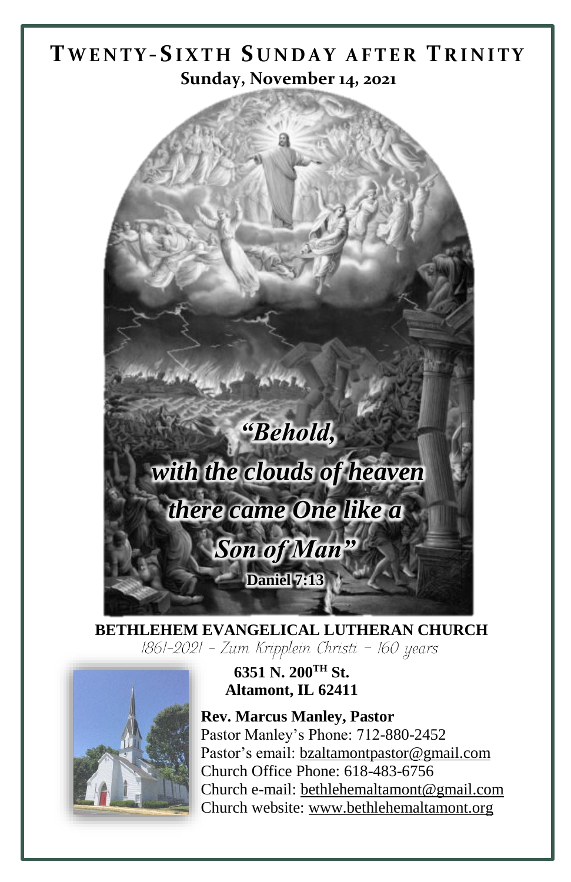# TWENTY-SIXTH SUNDAY AFTER TRINITY

**Sunday, November 14, 2021**

***"Behold, with the clouds of heaven there came One like a Son of Man"***
**Daniel 7:13**

**BETHLEHEM EVANGELICAL LUTHERAN CHURCH**

1861-2021 – Zum Kripplein Christi – 160 years

**6351 N. 200TH St.**
**Altamont, IL 62411**

**Rev. Marcus Manley, Pastor**
Pastor Manley's Phone: 712-880-2452
Pastor's email: bzaltamontpastor@gmail.com
Church Office Phone: 618-483-6756
Church e-mail: bethlehemaltamont@gmail.com
Church website: www.bethlehemaltamont.org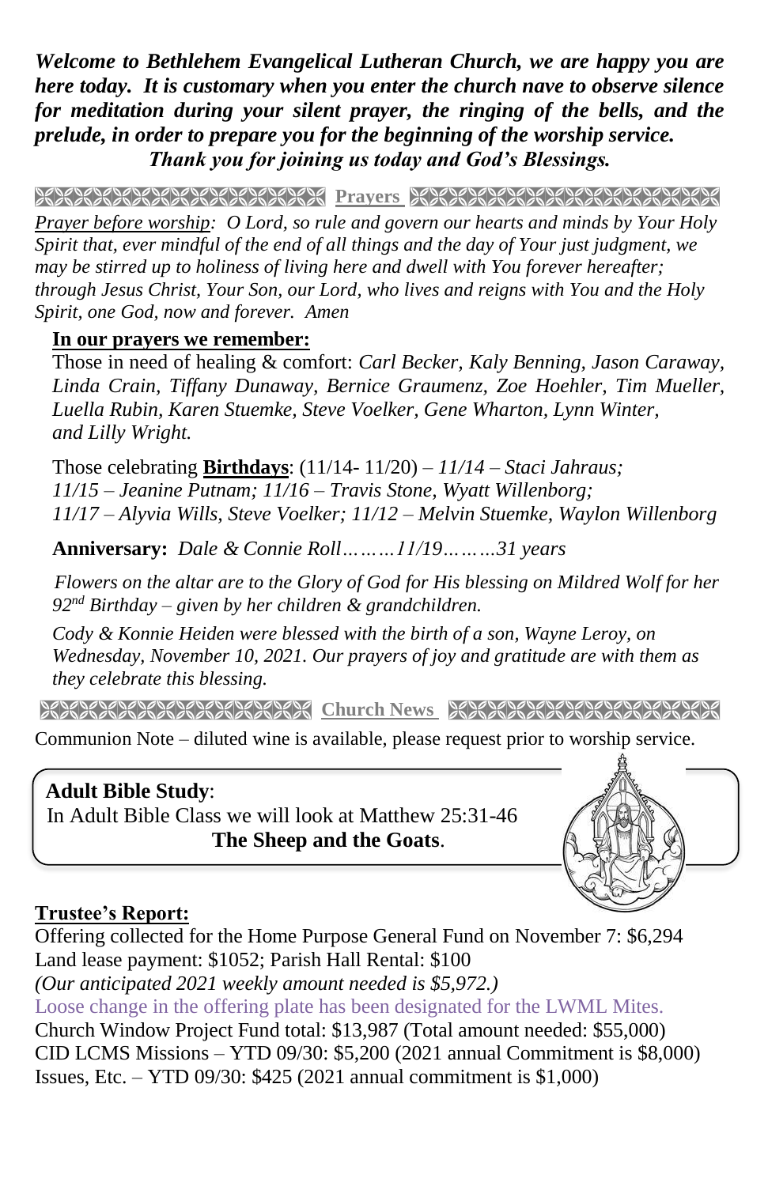***Welcome to Bethlehem Evangelical Lutheran Church, we are happy you are here today. It is customary when you enter the church nave to observe silence for meditation during your silent prayer, the ringing of the bells, and the prelude, in order to prepare you for the beginning of the worship service. Thank you for joining us today and God's Blessings.***

## Prayers

*Prayer before worship: O Lord, so rule and govern our hearts and minds by Your Holy Spirit that, ever mindful of the end of all things and the day of Your just judgment, we may be stirred up to holiness of living here and dwell with You forever hereafter; through Jesus Christ, Your Son, our Lord, who lives and reigns with You and the Holy Spirit, one God, now and forever. Amen*

**In our prayers we remember:**

Those in need of healing & comfort: *Carl Becker, Kaly Benning, Jason Caraway, Linda Crain, Tiffany Dunaway, Bernice Graumenz, Zoe Hoehler, Tim Mueller, Luella Rubin, Karen Stuemke, Steve Voelker, Gene Wharton, Lynn Winter, and Lilly Wright.*

Those celebrating **Birthdays**: (11/14- 11/20) – *11/14 – Staci Jahraus; 11/15 – Jeanine Putnam; 11/16 – Travis Stone, Wyatt Willenborg; 11/17 – Alyvia Wills, Steve Voelker; 11/12 – Melvin Stuemke, Waylon Willenborg*

**Anniversary:** *Dale & Connie Roll………11/19………31 years*

*Flowers on the altar are to the Glory of God for His blessing on Mildred Wolf for her 92nd Birthday – given by her children & grandchildren.*

*Cody & Konnie Heiden were blessed with the birth of a son, Wayne Leroy, on Wednesday, November 10, 2021. Our prayers of joy and gratitude are with them as they celebrate this blessing.*

## Church News

Communion Note – diluted wine is available, please request prior to worship service.

**Adult Bible Study**:
In Adult Bible Class we will look at Matthew 25:31-46
**The Sheep and the Goats**.

**Trustee's Report:**

Offering collected for the Home Purpose General Fund on November 7: $6,294
Land lease payment: $1052; Parish Hall Rental: $100
*(Our anticipated 2021 weekly amount needed is $5,972.)*
Loose change in the offering plate has been designated for the LWML Mites.
Church Window Project Fund total: $13,987 (Total amount needed: $55,000)
CID LCMS Missions – YTD 09/30: $5,200 (2021 annual Commitment is $8,000)
Issues, Etc. – YTD 09/30: $425 (2021 annual commitment is $1,000)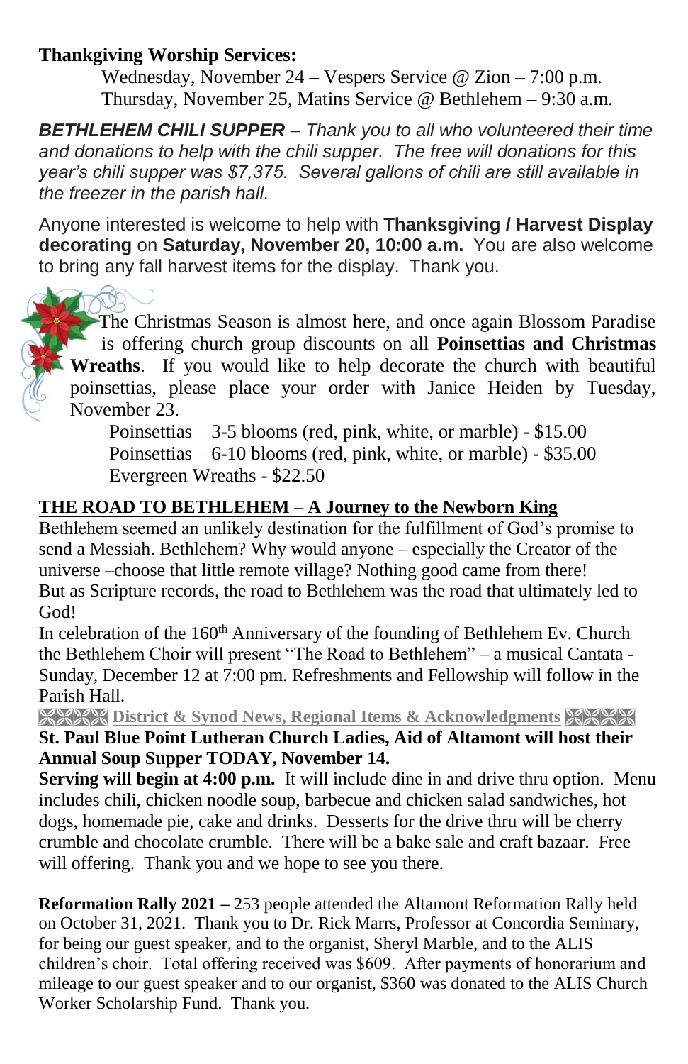**Thankgiving Worship Services:**

Wednesday, November 24 – Vespers Service @ Zion – 7:00 p.m.
Thursday, November 25, Matins Service @ Bethlehem – 9:30 a.m.

***BETHLEHEM CHILI SUPPER*** *– Thank you to all who volunteered their time and donations to help with the chili supper. The free will donations for this year's chili supper was $7,375. Several gallons of chili are still available in the freezer in the parish hall.*

Anyone interested is welcome to help with **Thanksgiving / Harvest Display decorating** on **Saturday, November 20, 10:00 a.m.** You are also welcome to bring any fall harvest items for the display. Thank you.

The Christmas Season is almost here, and once again Blossom Paradise is offering church group discounts on all **Poinsettias and Christmas Wreaths**. If you would like to help decorate the church with beautiful poinsettias, please place your order with Janice Heiden by Tuesday, November 23.

Poinsettias – 3-5 blooms (red, pink, white, or marble) - $15.00
Poinsettias – 6-10 blooms (red, pink, white, or marble) - $35.00
Evergreen Wreaths - $22.50

## THE ROAD TO BETHLEHEM – A Journey to the Newborn King

Bethlehem seemed an unlikely destination for the fulfillment of God's promise to send a Messiah. Bethlehem? Why would anyone – especially the Creator of the universe –choose that little remote village? Nothing good came from there!
But as Scripture records, the road to Bethlehem was the road that ultimately led to God!
In celebration of the 160th Anniversary of the founding of Bethlehem Ev. Church the Bethlehem Choir will present "The Road to Bethlehem" – a musical Cantata - Sunday, December 12 at 7:00 pm. Refreshments and Fellowship will follow in the Parish Hall.

## District & Synod News, Regional Items & Acknowledgments

**St. Paul Blue Point Lutheran Church Ladies, Aid of Altamont will host their Annual Soup Supper TODAY, November 14.**

**Serving will begin at 4:00 p.m.** It will include dine in and drive thru option. Menu includes chili, chicken noodle soup, barbecue and chicken salad sandwiches, hot dogs, homemade pie, cake and drinks. Desserts for the drive thru will be cherry crumble and chocolate crumble. There will be a bake sale and craft bazaar. Free will offering. Thank you and we hope to see you there.

**Reformation Rally 2021 –** 253 people attended the Altamont Reformation Rally held on October 31, 2021. Thank you to Dr. Rick Marrs, Professor at Concordia Seminary, for being our guest speaker, and to the organist, Sheryl Marble, and to the ALIS children's choir. Total offering received was $609. After payments of honorarium and mileage to our guest speaker and to our organist, $360 was donated to the ALIS Church Worker Scholarship Fund. Thank you.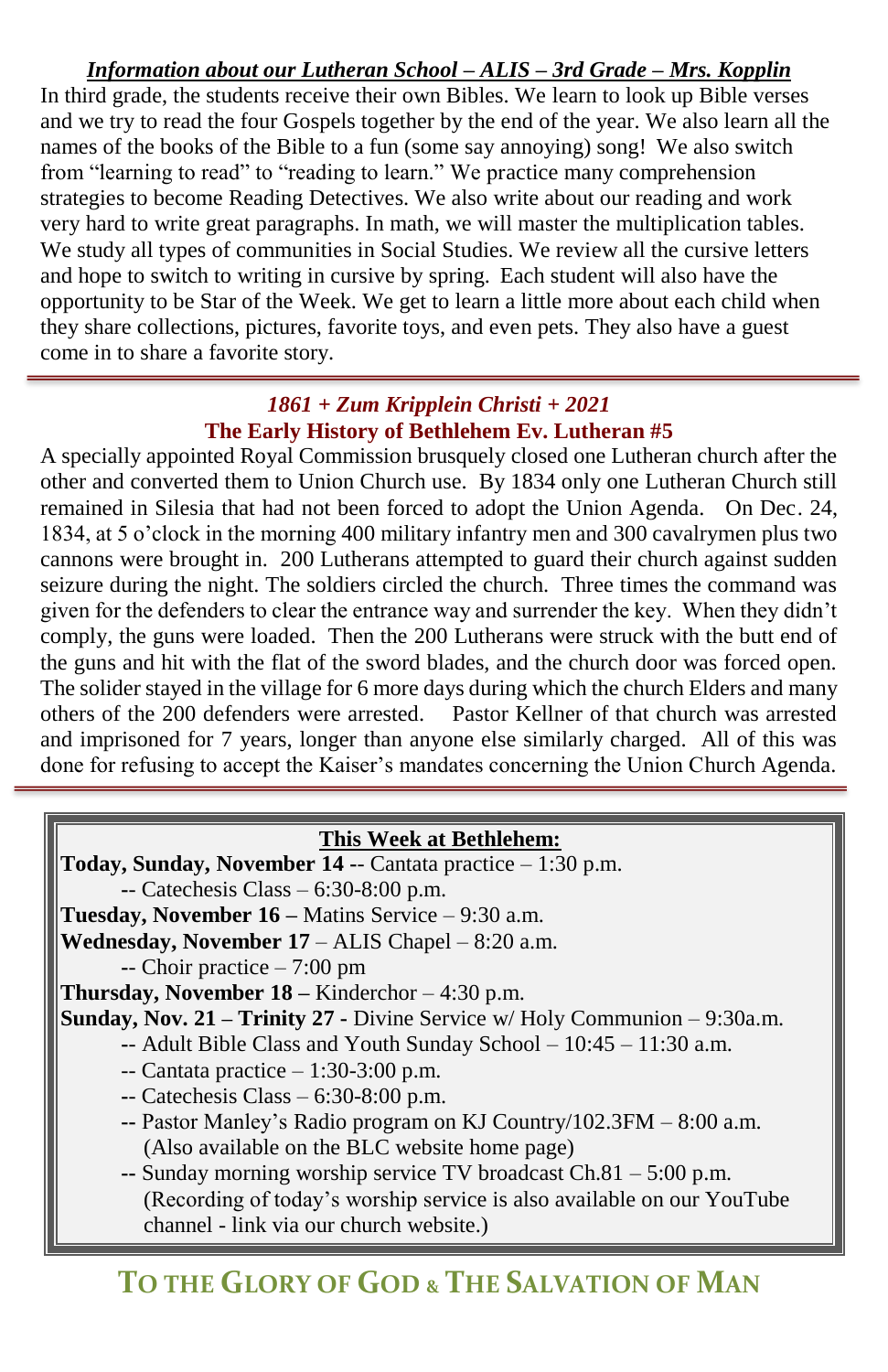### ***Information about our Lutheran School – ALIS – 3rd Grade – Mrs. Kopplin***

In third grade, the students receive their own Bibles. We learn to look up Bible verses and we try to read the four Gospels together by the end of the year. We also learn all the names of the books of the Bible to a fun (some say annoying) song! We also switch from "learning to read" to "reading to learn." We practice many comprehension strategies to become Reading Detectives. We also write about our reading and work very hard to write great paragraphs. In math, we will master the multiplication tables. We study all types of communities in Social Studies. We review all the cursive letters and hope to switch to writing in cursive by spring. Each student will also have the opportunity to be Star of the Week. We get to learn a little more about each child when they share collections, pictures, favorite toys, and even pets. They also have a guest come in to share a favorite story.

---

### *1861 + Zum Kripplein Christi + 2021*
### The Early History of Bethlehem Ev. Lutheran #5

A specially appointed Royal Commission brusquely closed one Lutheran church after the other and converted them to Union Church use. By 1834 only one Lutheran Church still remained in Silesia that had not been forced to adopt the Union Agenda. On Dec. 24, 1834, at 5 o'clock in the morning 400 military infantry men and 300 cavalrymen plus two cannons were brought in. 200 Lutherans attempted to guard their church against sudden seizure during the night. The soldiers circled the church. Three times the command was given for the defenders to clear the entrance way and surrender the key. When they didn't comply, the guns were loaded. Then the 200 Lutherans were struck with the butt end of the guns and hit with the flat of the sword blades, and the church door was forced open. The solider stayed in the village for 6 more days during which the church Elders and many others of the 200 defenders were arrested. Pastor Kellner of that church was arrested and imprisoned for 7 years, longer than anyone else similarly charged. All of this was done for refusing to accept the Kaiser's mandates concerning the Union Church Agenda.

---

### This Week at Bethlehem:

**Today, Sunday, November 14 --** Cantata practice – 1:30 p.m.
-- Catechesis Class – 6:30-8:00 p.m.

**Tuesday, November 16 –** Matins Service – 9:30 a.m.

**Wednesday, November 17** – ALIS Chapel – 8:20 a.m.
-- Choir practice – 7:00 pm

**Thursday, November 18 –** Kinderchor – 4:30 p.m.

**Sunday, Nov. 21 – Trinity 27 -** Divine Service w/ Holy Communion – 9:30a.m.
-- Adult Bible Class and Youth Sunday School – 10:45 – 11:30 a.m.
-- Cantata practice – 1:30-3:00 p.m.
-- Catechesis Class – 6:30-8:00 p.m.
-- Pastor Manley's Radio program on KJ Country/102.3FM – 8:00 a.m. (Also available on the BLC website home page)
-- Sunday morning worship service TV broadcast Ch.81 – 5:00 p.m. (Recording of today's worship service is also available on our YouTube channel - link via our church website.)

## TO THE GLORY OF GOD & THE SALVATION OF MAN